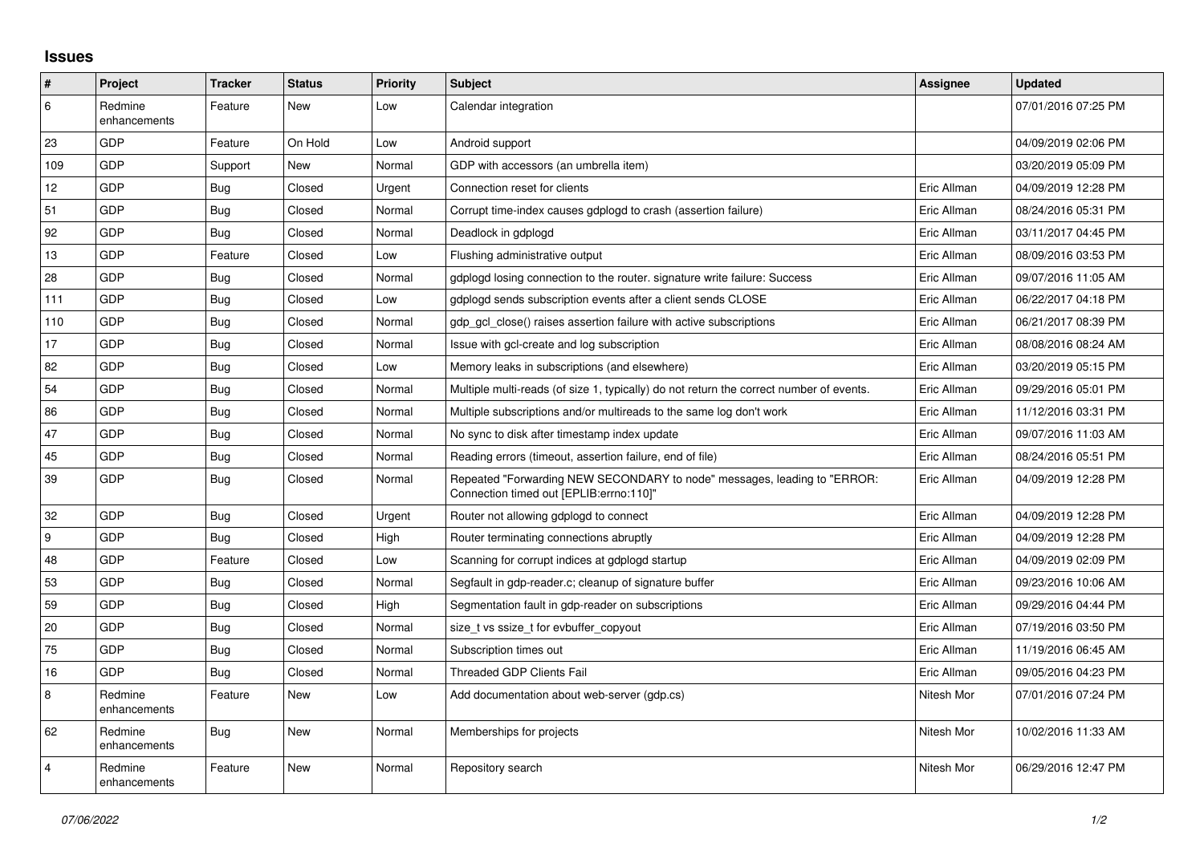# Issues

| # | Project | Tracker | Status | Priority | Subject | Assignee | Updated |
|---|---|---|---|---|---|---|---|
| 6 | Redmine enhancements | Feature | New | Low | Calendar integration | | 07/01/2016 07:25 PM |
| 23 | GDP | Feature | On Hold | Low | Android support | | 04/09/2019 02:06 PM |
| 109 | GDP | Support | New | Normal | GDP with accessors (an umbrella item) | | 03/20/2019 05:09 PM |
| 12 | GDP | Bug | Closed | Urgent | Connection reset for clients | Eric Allman | 04/09/2019 12:28 PM |
| 51 | GDP | Bug | Closed | Normal | Corrupt time-index causes gdplogd to crash (assertion failure) | Eric Allman | 08/24/2016 05:31 PM |
| 92 | GDP | Bug | Closed | Normal | Deadlock in gdplogd | Eric Allman | 03/11/2017 04:45 PM |
| 13 | GDP | Feature | Closed | Low | Flushing administrative output | Eric Allman | 08/09/2016 03:53 PM |
| 28 | GDP | Bug | Closed | Normal | gdplogd losing connection to the router. signature write failure: Success | Eric Allman | 09/07/2016 11:05 AM |
| 111 | GDP | Bug | Closed | Low | gdplogd sends subscription events after a client sends CLOSE | Eric Allman | 06/22/2017 04:18 PM |
| 110 | GDP | Bug | Closed | Normal | gdp_gcl_close() raises assertion failure with active subscriptions | Eric Allman | 06/21/2017 08:39 PM |
| 17 | GDP | Bug | Closed | Normal | Issue with gcl-create and log subscription | Eric Allman | 08/08/2016 08:24 AM |
| 82 | GDP | Bug | Closed | Low | Memory leaks in subscriptions (and elsewhere) | Eric Allman | 03/20/2019 05:15 PM |
| 54 | GDP | Bug | Closed | Normal | Multiple multi-reads (of size 1, typically) do not return the correct number of events. | Eric Allman | 09/29/2016 05:01 PM |
| 86 | GDP | Bug | Closed | Normal | Multiple subscriptions and/or multireads to the same log don't work | Eric Allman | 11/12/2016 03:31 PM |
| 47 | GDP | Bug | Closed | Normal | No sync to disk after timestamp index update | Eric Allman | 09/07/2016 11:03 AM |
| 45 | GDP | Bug | Closed | Normal | Reading errors (timeout, assertion failure, end of file) | Eric Allman | 08/24/2016 05:51 PM |
| 39 | GDP | Bug | Closed | Normal | Repeated "Forwarding NEW SECONDARY to node" messages, leading to "ERROR: Connection timed out [EPLIB:errno:110]" | Eric Allman | 04/09/2019 12:28 PM |
| 32 | GDP | Bug | Closed | Urgent | Router not allowing gdplogd to connect | Eric Allman | 04/09/2019 12:28 PM |
| 9 | GDP | Bug | Closed | High | Router terminating connections abruptly | Eric Allman | 04/09/2019 12:28 PM |
| 48 | GDP | Feature | Closed | Low | Scanning for corrupt indices at gdplogd startup | Eric Allman | 04/09/2019 02:09 PM |
| 53 | GDP | Bug | Closed | Normal | Segfault in gdp-reader.c; cleanup of signature buffer | Eric Allman | 09/23/2016 10:06 AM |
| 59 | GDP | Bug | Closed | High | Segmentation fault in gdp-reader on subscriptions | Eric Allman | 09/29/2016 04:44 PM |
| 20 | GDP | Bug | Closed | Normal | size_t vs ssize_t for evbuffer_copyout | Eric Allman | 07/19/2016 03:50 PM |
| 75 | GDP | Bug | Closed | Normal | Subscription times out | Eric Allman | 11/19/2016 06:45 AM |
| 16 | GDP | Bug | Closed | Normal | Threaded GDP Clients Fail | Eric Allman | 09/05/2016 04:23 PM |
| 8 | Redmine enhancements | Feature | New | Low | Add documentation about web-server (gdp.cs) | Nitesh Mor | 07/01/2016 07:24 PM |
| 62 | Redmine enhancements | Bug | New | Normal | Memberships for projects | Nitesh Mor | 10/02/2016 11:33 AM |
| 4 | Redmine enhancements | Feature | New | Normal | Repository search | Nitesh Mor | 06/29/2016 12:47 PM |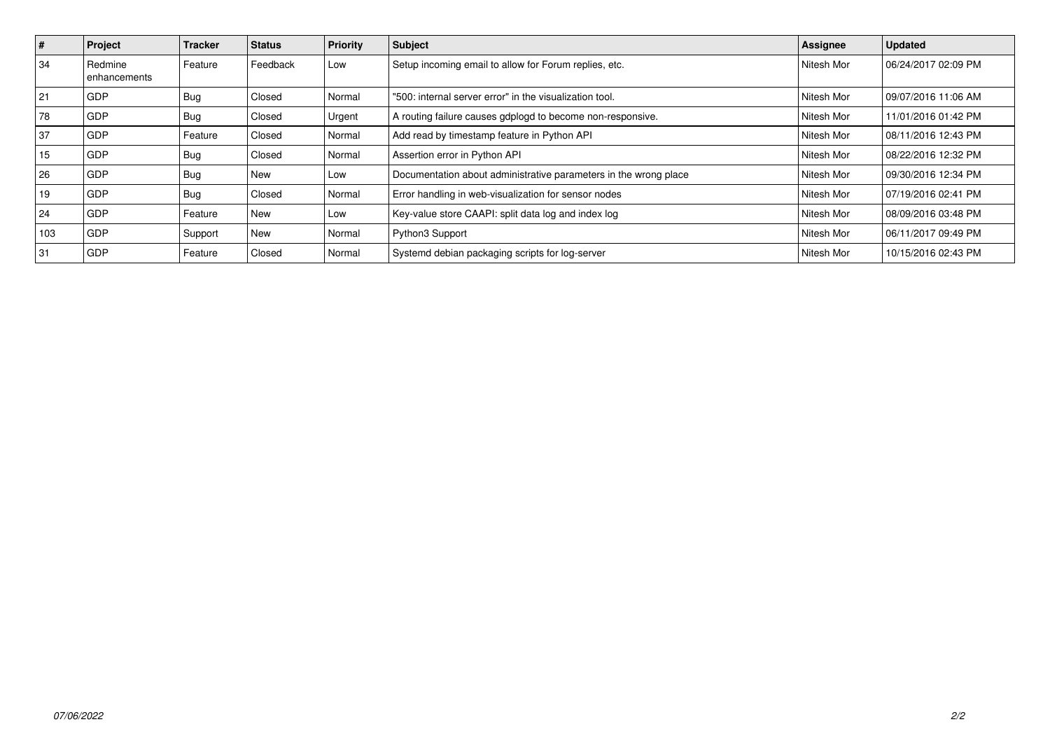| # | Project | Tracker | Status | Priority | Subject | Assignee | Updated |
|---|---|---|---|---|---|---|---|
| 34 | Redmine enhancements | Feature | Feedback | Low | Setup incoming email to allow for Forum replies, etc. | Nitesh Mor | 06/24/2017 02:09 PM |
| 21 | GDP | Bug | Closed | Normal | "500: internal server error" in the visualization tool. | Nitesh Mor | 09/07/2016 11:06 AM |
| 78 | GDP | Bug | Closed | Urgent | A routing failure causes gdplogd to become non-responsive. | Nitesh Mor | 11/01/2016 01:42 PM |
| 37 | GDP | Feature | Closed | Normal | Add read by timestamp feature in Python API | Nitesh Mor | 08/11/2016 12:43 PM |
| 15 | GDP | Bug | Closed | Normal | Assertion error in Python API | Nitesh Mor | 08/22/2016 12:32 PM |
| 26 | GDP | Bug | New | Low | Documentation about administrative parameters in the wrong place | Nitesh Mor | 09/30/2016 12:34 PM |
| 19 | GDP | Bug | Closed | Normal | Error handling in web-visualization for sensor nodes | Nitesh Mor | 07/19/2016 02:41 PM |
| 24 | GDP | Feature | New | Low | Key-value store CAAPI: split data log and index log | Nitesh Mor | 08/09/2016 03:48 PM |
| 103 | GDP | Support | New | Normal | Python3 Support | Nitesh Mor | 06/11/2017 09:49 PM |
| 31 | GDP | Feature | Closed | Normal | Systemd debian packaging scripts for log-server | Nitesh Mor | 10/15/2016 02:43 PM |